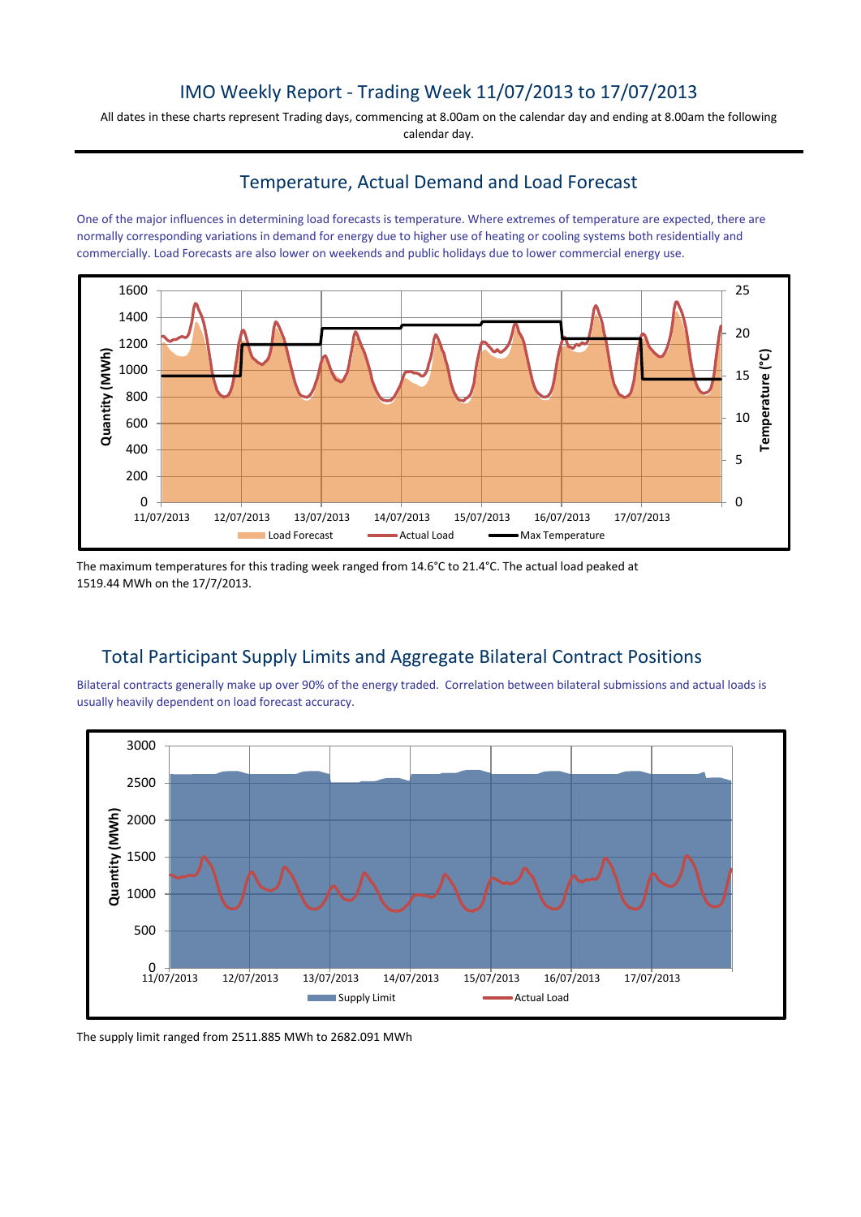# IMO Weekly Report - Trading Week 11/07/2013 to 17/07/2013

All dates in these charts represent Trading days, commencing at 8.00am on the calendar day and ending at 8.00am the following calendar day.

## Temperature, Actual Demand and Load Forecast

One of the major influences in determining load forecasts is temperature. Where extremes of temperature are expected, there are normally corresponding variations in demand for energy due to higher use of heating or cooling systems both residentially and commercially. Load Forecasts are also lower on weekends and public holidays due to lower commercial energy use.

The maximum temperatures for this trading week ranged from 14.6°C to 21.4°C. The actual load peaked at 1519.44 MWh on the 17/7/2013.

## Total Participant Supply Limits and Aggregate Bilateral Contract Positions

Bilateral contracts generally make up over 90% of the energy traded. Correlation between bilateral submissions and actual loads is usually heavily dependent on load forecast accuracy.

The supply limit ranged from 2511.885 MWh to 2682.091 MWh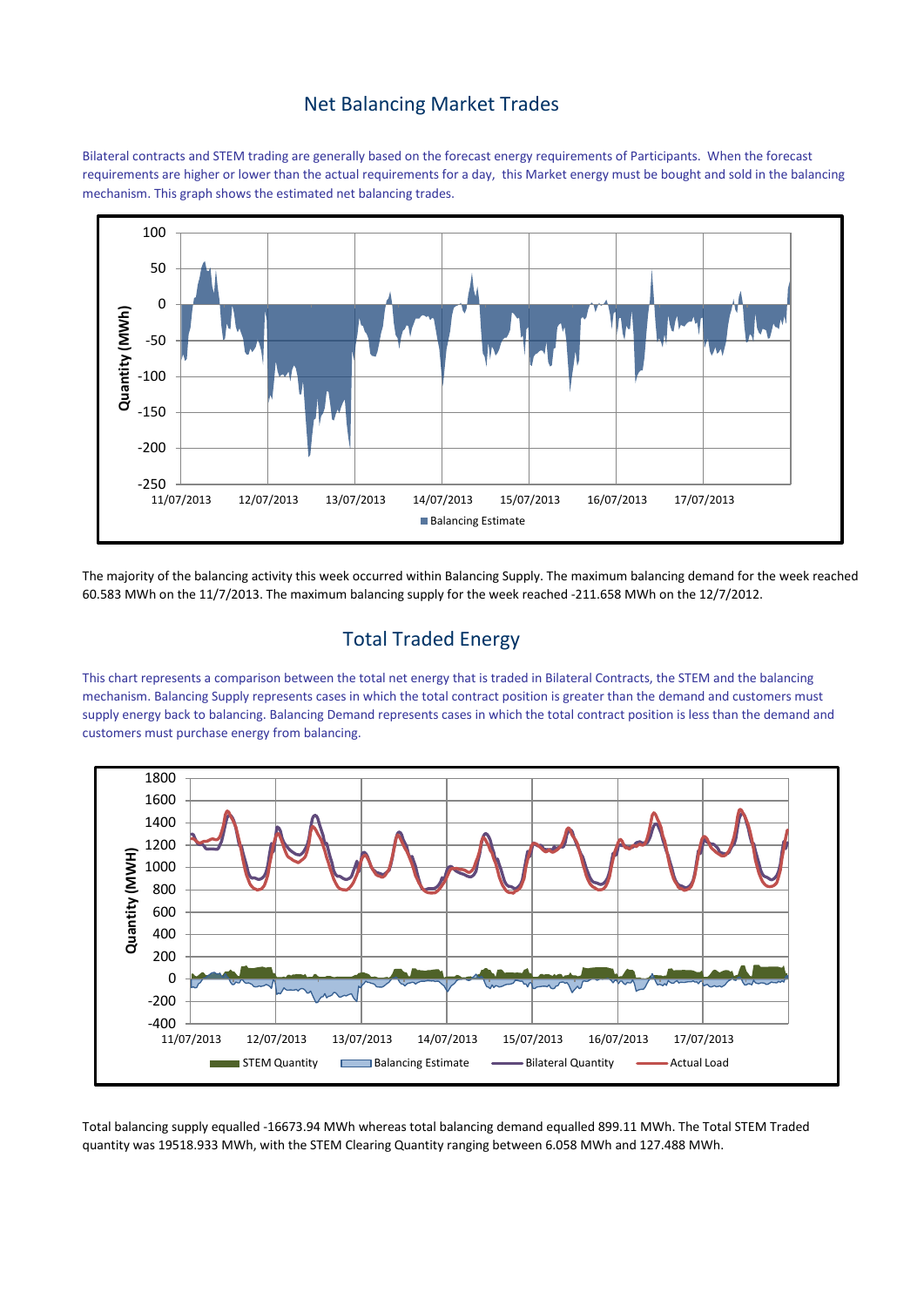## Net Balancing Market Trades

Bilateral contracts and STEM trading are generally based on the forecast energy requirements of Participants. When the forecast requirements are higher or lower than the actual requirements for a day, this Market energy must be bought and sold in the balancing mechanism. This graph shows the estimated net balancing trades.

The majority of the balancing activity this week occurred within Balancing Supply. The maximum balancing demand for the week reached 60.583 MWh on the 11/7/2013. The maximum balancing supply for the week reached -211.658 MWh on the 12/7/2012.

## Total Traded Energy

This chart represents a comparison between the total net energy that is traded in Bilateral Contracts, the STEM and the balancing mechanism. Balancing Supply represents cases in which the total contract position is greater than the demand and customers must supply energy back to balancing. Balancing Demand represents cases in which the total contract position is less than the demand and customers must purchase energy from balancing.

Total balancing supply equalled -16673.94 MWh whereas total balancing demand equalled 899.11 MWh. The Total STEM Traded quantity was 19518.933 MWh, with the STEM Clearing Quantity ranging between 6.058 MWh and 127.488 MWh.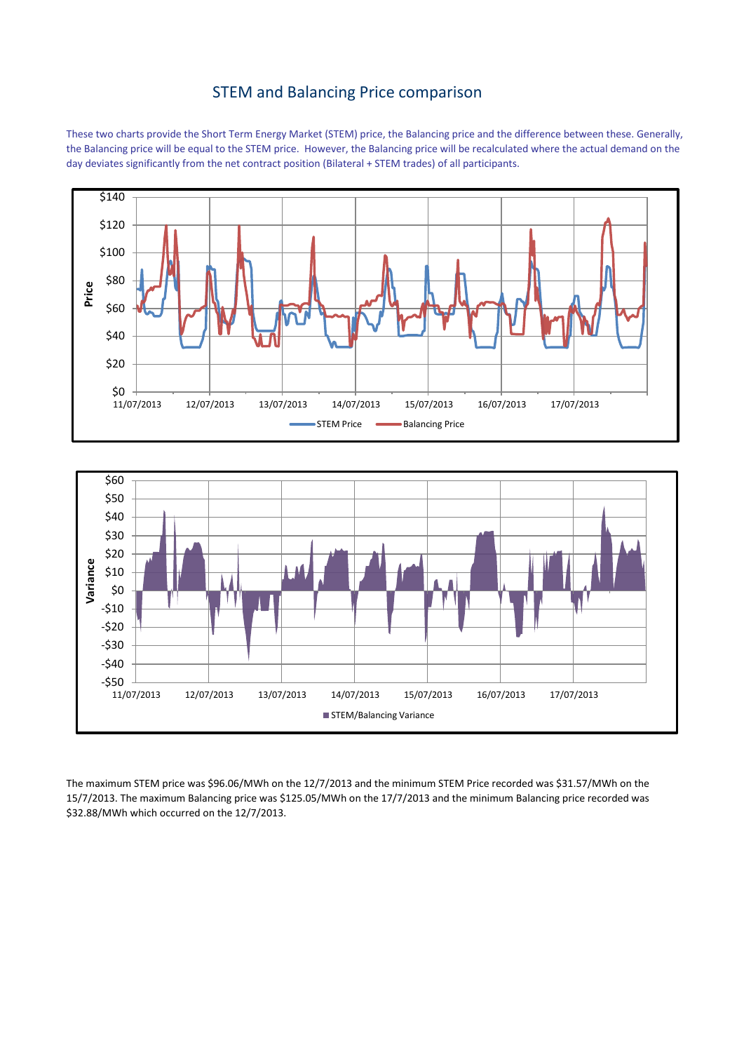## STEM and Balancing Price comparison

These two charts provide the Short Term Energy Market (STEM) price, the Balancing price and the difference between these. Generally, the Balancing price will be equal to the STEM price. However, the Balancing price will be recalculated where the actual demand on the day deviates significantly from the net contract position (Bilateral + STEM trades) of all participants.

Price

$140
$120
$100
$80
$60
$40
$20
$0

11/07/2013 12/07/2013 13/07/2013 14/07/2013 15/07/2013 16/07/2013 17/07/2013

STEM Price
Balancing Price

Variance

$60
$50
$40
$30
$20
$10
$0
-$10
-$20
-$30
-$40
-$50

11/07/2013 12/07/2013 13/07/2013 14/07/2013 15/07/2013 16/07/2013 17/07/2013

STEM/Balancing Variance

The maximum STEM price was $96.06/MWh on the 12/7/2013 and the minimum STEM Price recorded was $31.57/MWh on the 15/7/2013. The maximum Balancing price was $125.05/MWh on the 17/7/2013 and the minimum Balancing price recorded was $32.88/MWh which occurred on the 12/7/2013.